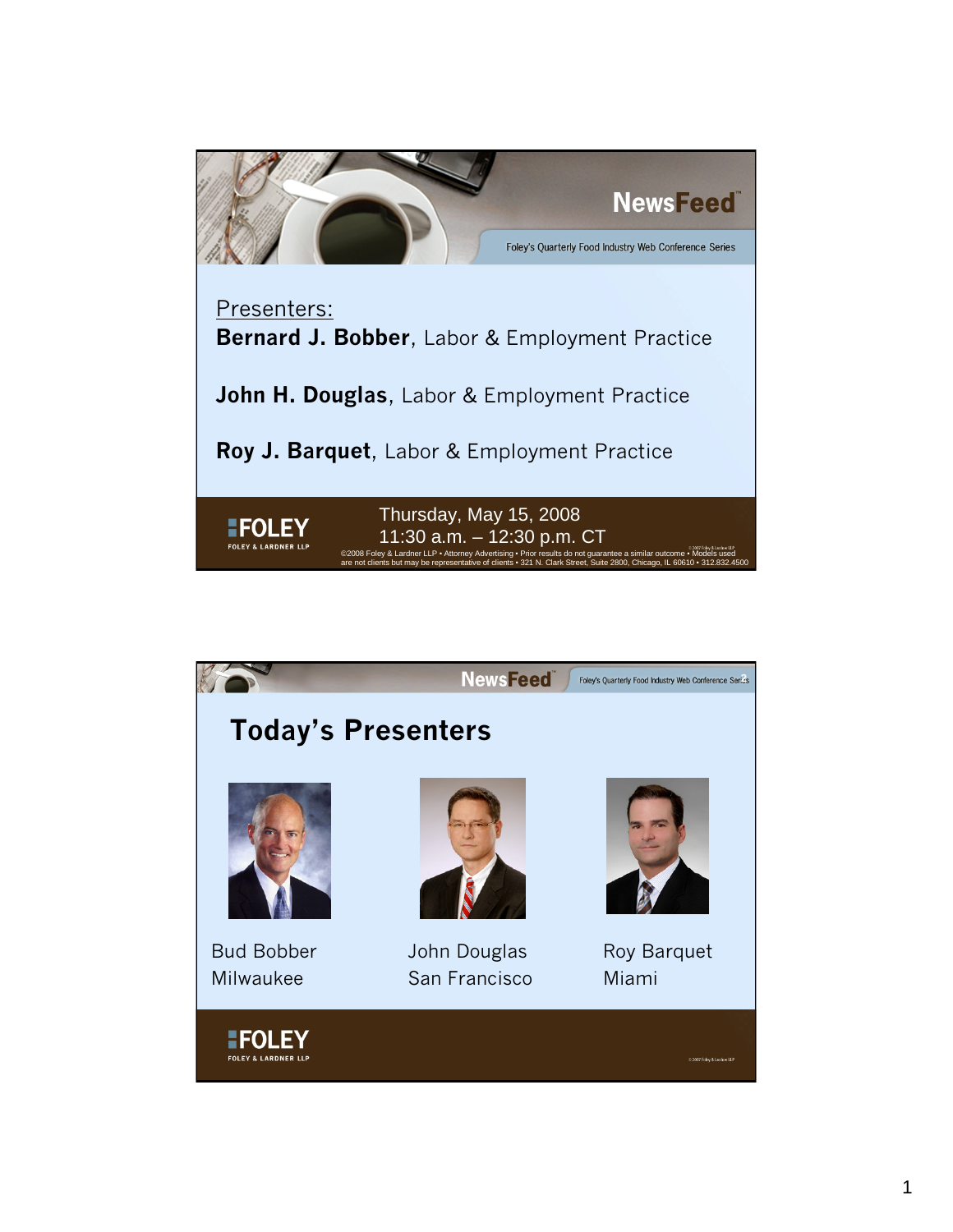# NewsFeed

Foley's Quarterly Food Industry Web Conference Series

Presenters:

**Bernard J. Bobber**, Labor & Employment Practice

**John H. Douglas**, Labor & Employment Practice

**Roy J. Barquet**, Labor & Employment Practice

FOLEY
FOLEY & LARDNER LLP

Thursday, May 15, 2008
11:30 a.m. – 12:30 p.m. CT

©2008 Foley & Lardner LLP • Attorney Advertising • Prior results do not guarantee a similar outcome • Models used are not clients but may be representative of clients • 321 N. Clark Street, Suite 2800, Chicago, IL 60610 • 312.832.4500

---

NewsFeed — Foley's Quarterly Food Industry Web Conference Series

## Today's Presenters

Bud Bobber
Milwaukee

John Douglas
San Francisco

Roy Barquet
Miami

FOLEY
FOLEY & LARDNER LLP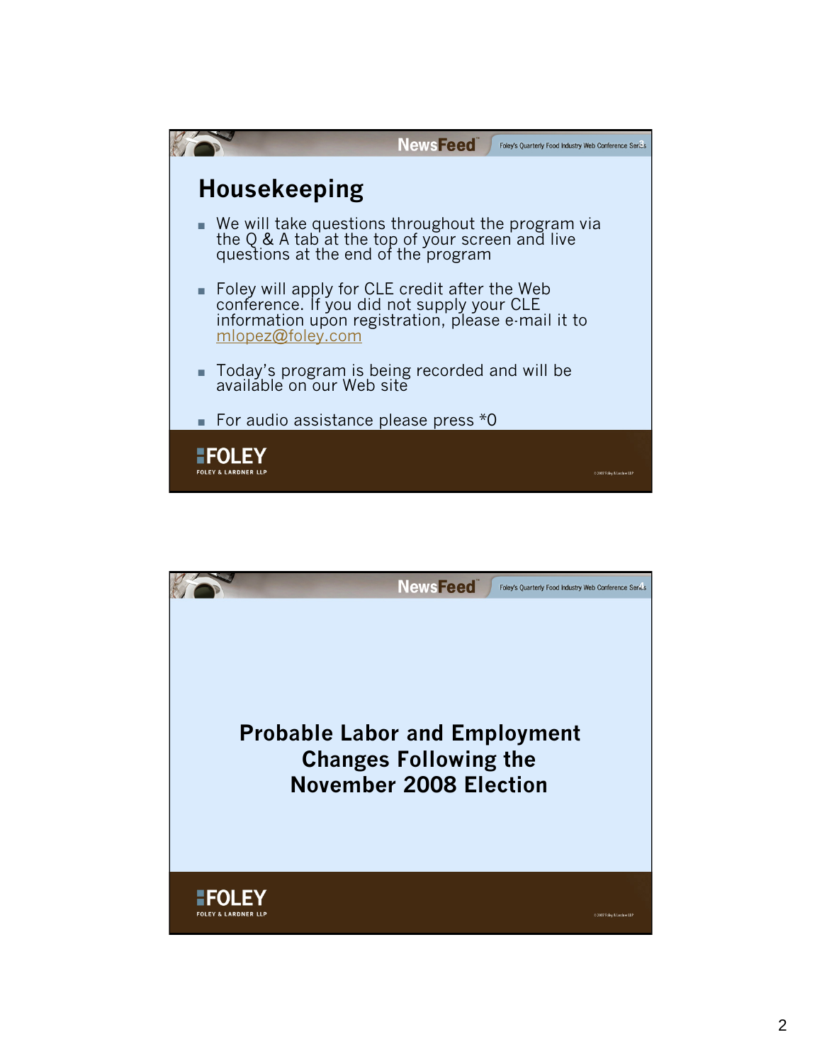## Housekeeping

- We will take questions throughout the program via the Q & A tab at the top of your screen and live questions at the end of the program
- Foley will apply for CLE credit after the Web conference. If you did not supply your CLE information upon registration, please e-mail it to mlopez@foley.com
- Today's program is being recorded and will be available on our Web site
- For audio assistance please press *0

## Probable Labor and Employment Changes Following the November 2008 Election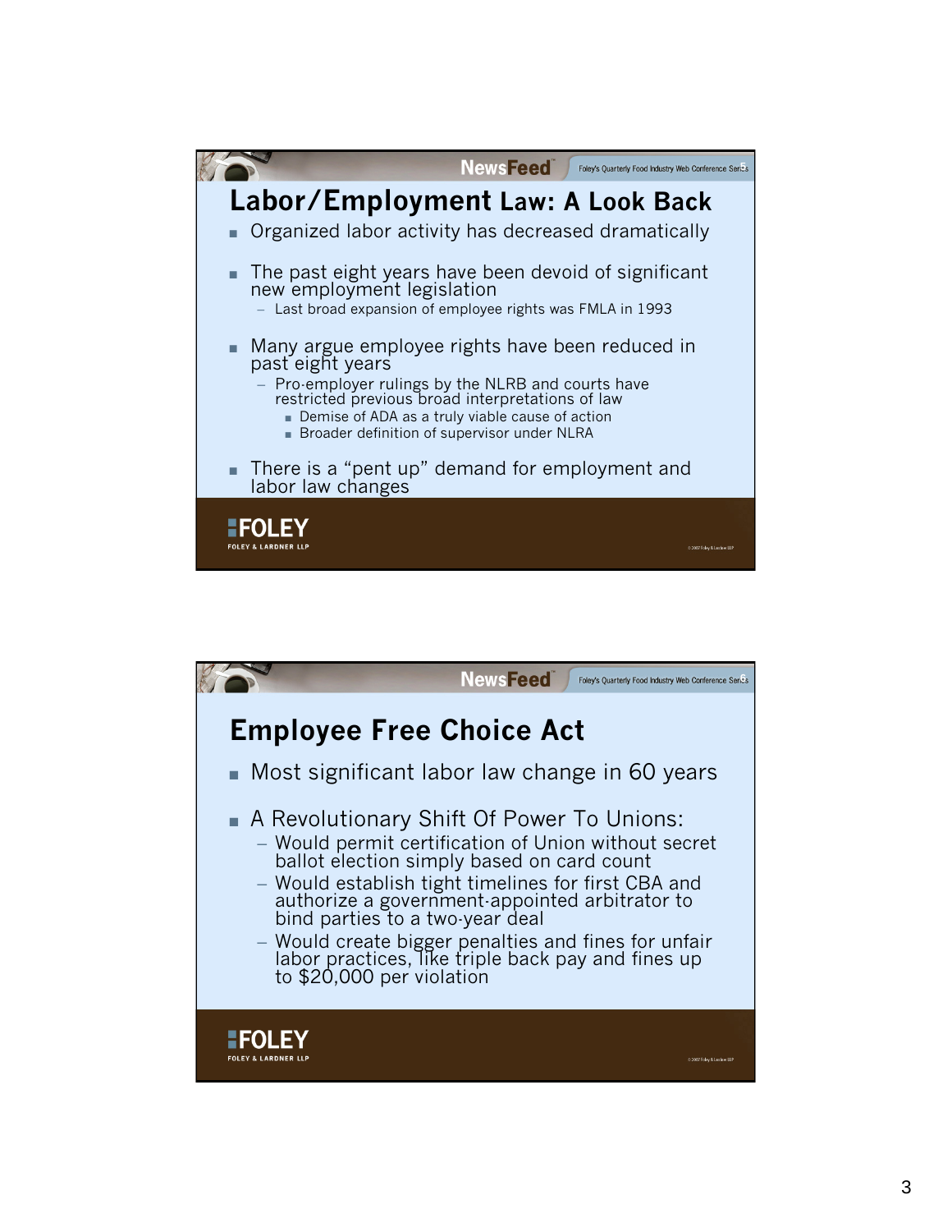## Labor/Employment Law: A Look Back

- Organized labor activity has decreased dramatically
- The past eight years have been devoid of significant new employment legislation
  - Last broad expansion of employee rights was FMLA in 1993
- Many argue employee rights have been reduced in past eight years
  - Pro-employer rulings by the NLRB and courts have restricted previous broad interpretations of law
    - Demise of ADA as a truly viable cause of action
    - Broader definition of supervisor under NLRA
- There is a "pent up" demand for employment and labor law changes

## Employee Free Choice Act

- Most significant labor law change in 60 years
- A Revolutionary Shift Of Power To Unions:
  - Would permit certification of Union without secret ballot election simply based on card count
  - Would establish tight timelines for first CBA and authorize a government-appointed arbitrator to bind parties to a two-year deal
  - Would create bigger penalties and fines for unfair labor practices, like triple back pay and fines up to $20,000 per violation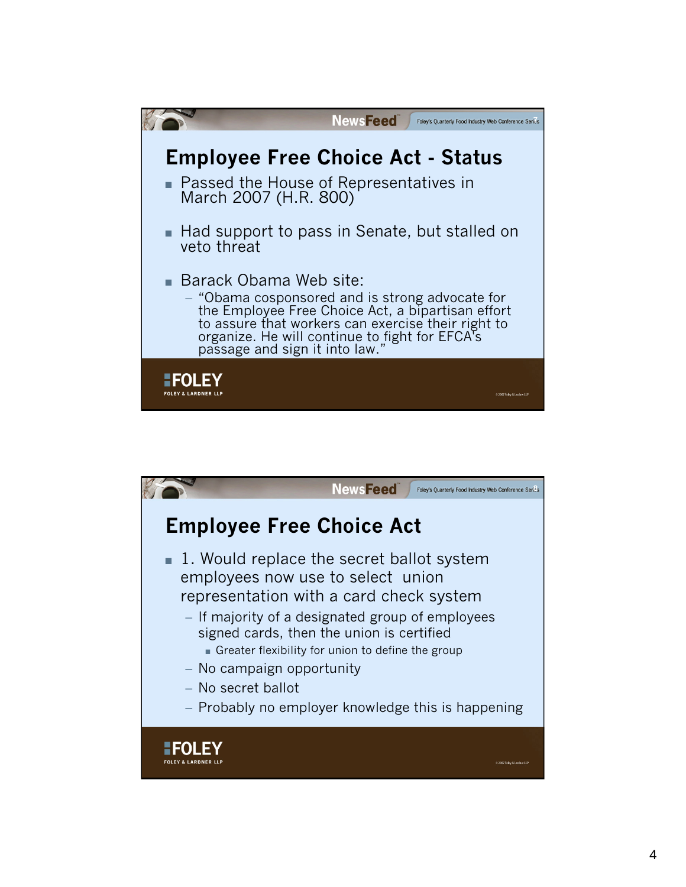## Employee Free Choice Act - Status

- Passed the House of Representatives in March 2007 (H.R. 800)
- Had support to pass in Senate, but stalled on veto threat
- Barack Obama Web site:
  - "Obama cosponsored and is strong advocate for the Employee Free Choice Act, a bipartisan effort to assure that workers can exercise their right to organize. He will continue to fight for EFCA's passage and sign it into law."

## Employee Free Choice Act

- 1. Would replace the secret ballot system employees now use to select union representation with a card check system
  - If majority of a designated group of employees signed cards, then the union is certified
    - Greater flexibility for union to define the group
  - No campaign opportunity
  - No secret ballot
  - Probably no employer knowledge this is happening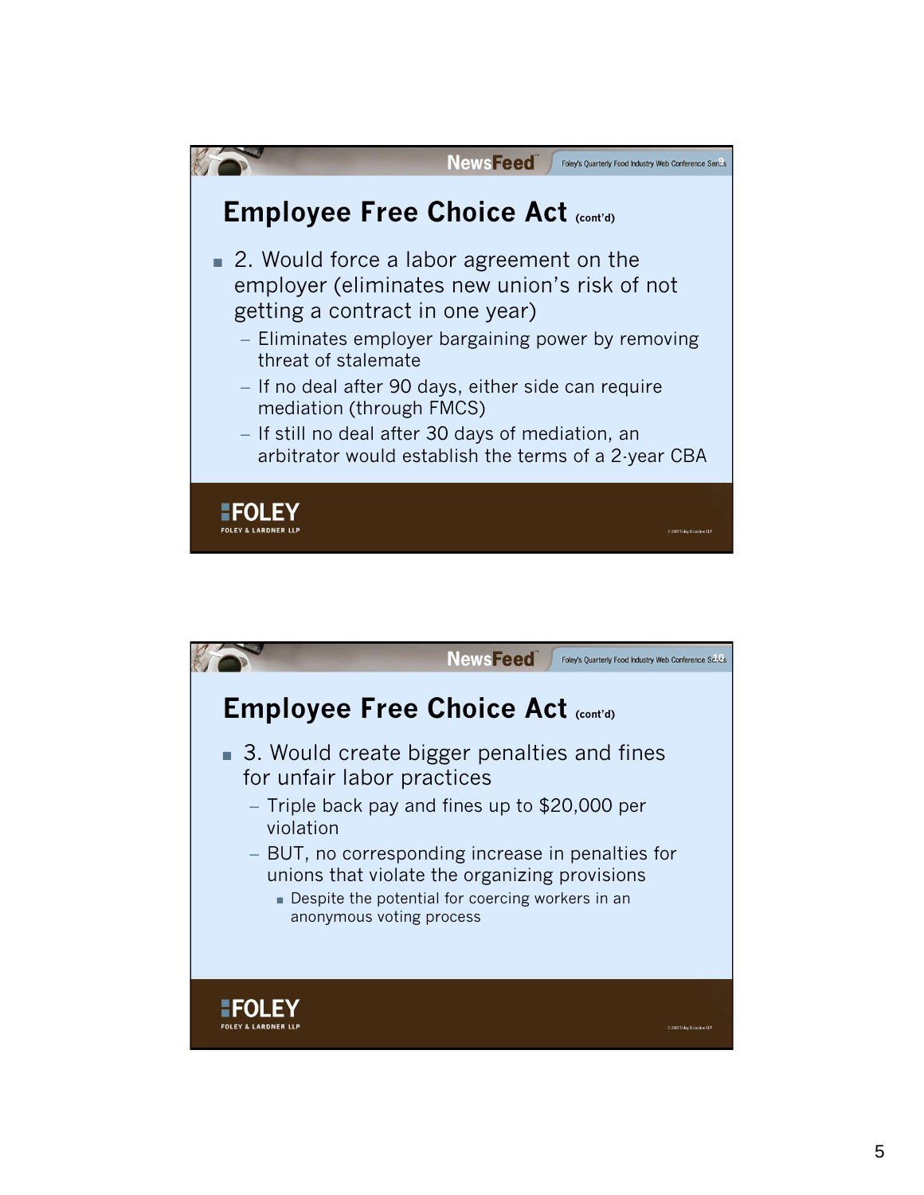## Employee Free Choice Act (cont'd)

- 2. Would force a labor agreement on the employer (eliminates new union's risk of not getting a contract in one year)
  - Eliminates employer bargaining power by removing threat of stalemate
  - If no deal after 90 days, either side can require mediation (through FMCS)
  - If still no deal after 30 days of mediation, an arbitrator would establish the terms of a 2-year CBA

## Employee Free Choice Act (cont'd)

- 3. Would create bigger penalties and fines for unfair labor practices
  - Triple back pay and fines up to $20,000 per violation
  - BUT, no corresponding increase in penalties for unions that violate the organizing provisions
    - Despite the potential for coercing workers in an anonymous voting process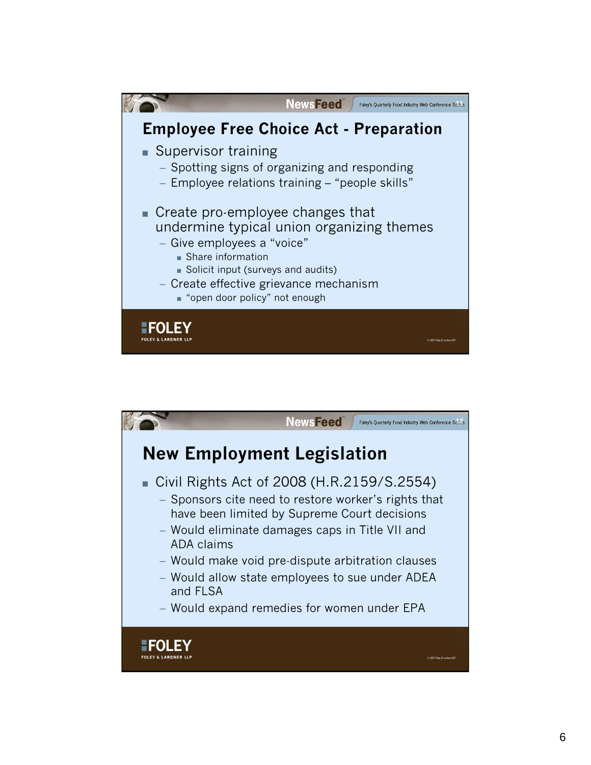## Employee Free Choice Act - Preparation

- Supervisor training
  - Spotting signs of organizing and responding
  - Employee relations training – "people skills"
- Create pro-employee changes that undermine typical union organizing themes
  - Give employees a "voice"
    - Share information
    - Solicit input (surveys and audits)
  - Create effective grievance mechanism
    - "open door policy" not enough

## New Employment Legislation

- Civil Rights Act of 2008 (H.R.2159/S.2554)
  - Sponsors cite need to restore worker's rights that have been limited by Supreme Court decisions
  - Would eliminate damages caps in Title VII and ADA claims
  - Would make void pre-dispute arbitration clauses
  - Would allow state employees to sue under ADEA and FLSA
  - Would expand remedies for women under EPA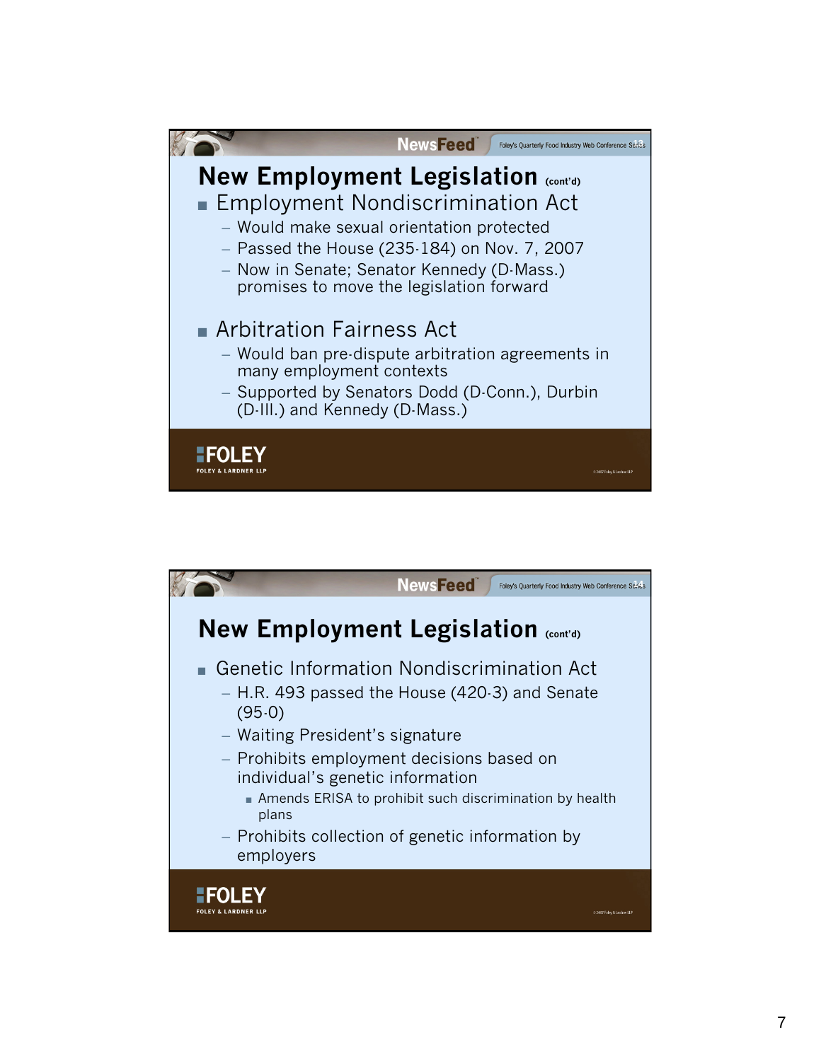## New Employment Legislation (cont'd)

- Employment Nondiscrimination Act
  - Would make sexual orientation protected
  - Passed the House (235-184) on Nov. 7, 2007
  - Now in Senate; Senator Kennedy (D-Mass.) promises to move the legislation forward
- Arbitration Fairness Act
  - Would ban pre-dispute arbitration agreements in many employment contexts
  - Supported by Senators Dodd (D-Conn.), Durbin (D-Ill.) and Kennedy (D-Mass.)

## New Employment Legislation (cont'd)

- Genetic Information Nondiscrimination Act
  - H.R. 493 passed the House (420-3) and Senate (95-0)
  - Waiting President's signature
  - Prohibits employment decisions based on individual's genetic information
    - Amends ERISA to prohibit such discrimination by health plans
  - Prohibits collection of genetic information by employers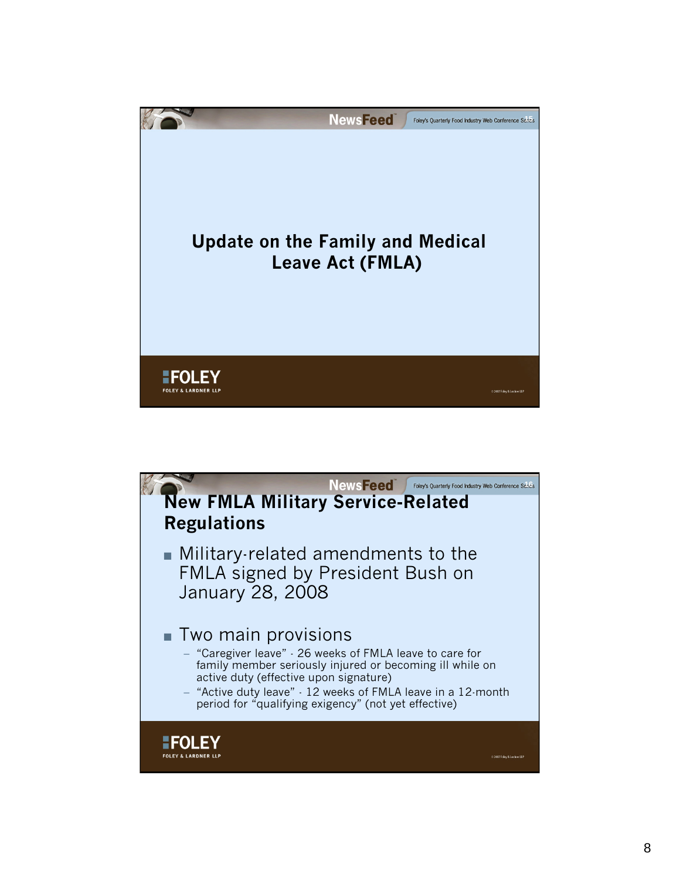# Update on the Family and Medical Leave Act (FMLA)

## New FMLA Military Service-Related Regulations

- Military-related amendments to the FMLA signed by President Bush on January 28, 2008
- Two main provisions
  - "Caregiver leave" - 26 weeks of FMLA leave to care for family member seriously injured or becoming ill while on active duty (effective upon signature)
  - "Active duty leave" - 12 weeks of FMLA leave in a 12-month period for "qualifying exigency" (not yet effective)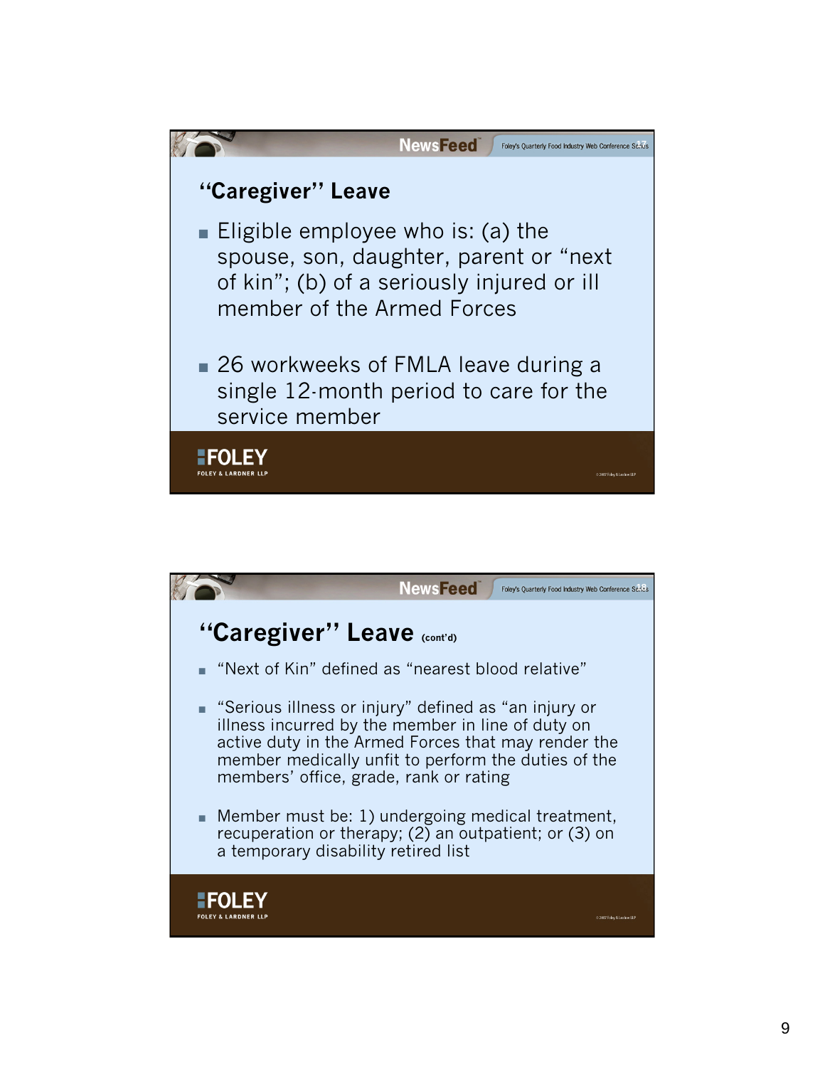## "Caregiver" Leave

- Eligible employee who is: (a) the spouse, son, daughter, parent or "next of kin"; (b) of a seriously injured or ill member of the Armed Forces
- 26 workweeks of FMLA leave during a single 12-month period to care for the service member

## "Caregiver" Leave (cont'd)

- "Next of Kin" defined as "nearest blood relative"
- "Serious illness or injury" defined as "an injury or illness incurred by the member in line of duty on active duty in the Armed Forces that may render the member medically unfit to perform the duties of the members' office, grade, rank or rating
- Member must be: 1) undergoing medical treatment, recuperation or therapy; (2) an outpatient; or (3) on a temporary disability retired list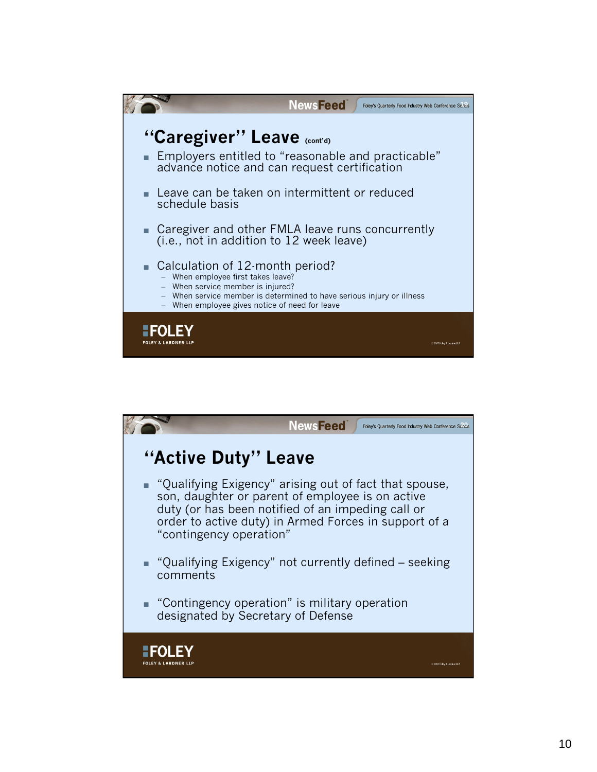## "Caregiver" Leave (cont'd)

- Employers entitled to "reasonable and practicable" advance notice and can request certification
- Leave can be taken on intermittent or reduced schedule basis
- Caregiver and other FMLA leave runs concurrently (i.e., not in addition to 12 week leave)
- Calculation of 12-month period?
  - When employee first takes leave?
  - When service member is injured?
  - When service member is determined to have serious injury or illness
  - When employee gives notice of need for leave

## "Active Duty" Leave

- "Qualifying Exigency" arising out of fact that spouse, son, daughter or parent of employee is on active duty (or has been notified of an impeding call or order to active duty) in Armed Forces in support of a "contingency operation"
- "Qualifying Exigency" not currently defined – seeking comments
- "Contingency operation" is military operation designated by Secretary of Defense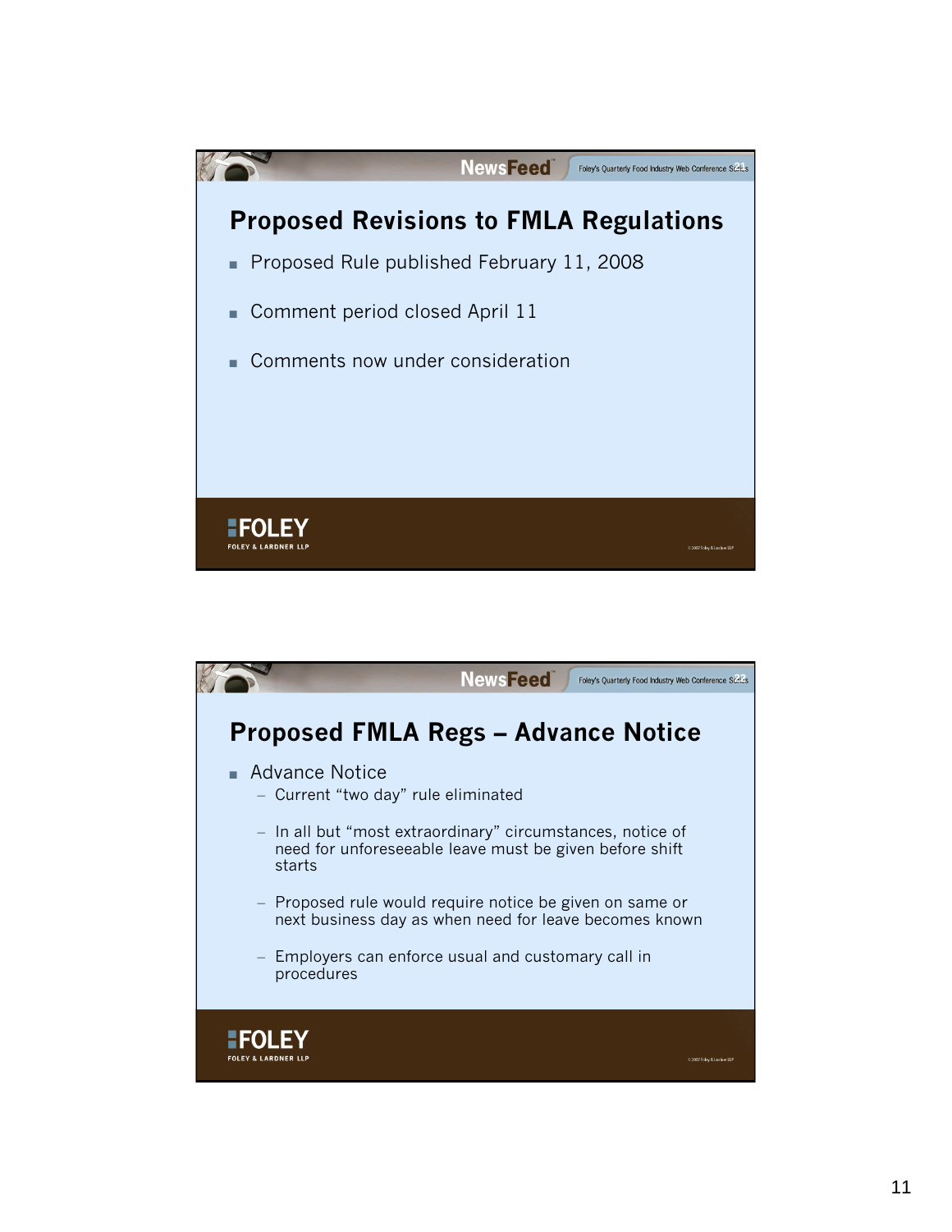## Proposed Revisions to FMLA Regulations

- Proposed Rule published February 11, 2008
- Comment period closed April 11
- Comments now under consideration

## Proposed FMLA Regs – Advance Notice

- Advance Notice
  - Current "two day" rule eliminated
  - In all but "most extraordinary" circumstances, notice of need for unforeseeable leave must be given before shift starts
  - Proposed rule would require notice be given on same or next business day as when need for leave becomes known
  - Employers can enforce usual and customary call in procedures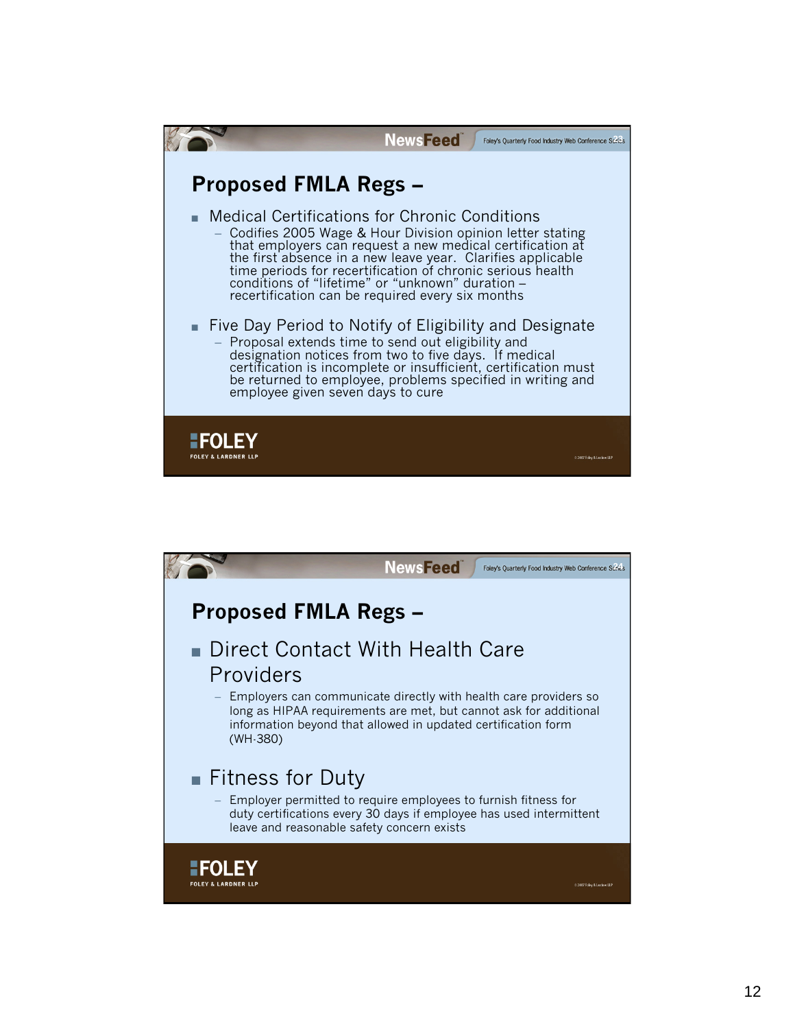## Proposed FMLA Regs –

- Medical Certifications for Chronic Conditions
  - Codifies 2005 Wage & Hour Division opinion letter stating that employers can request a new medical certification at the first absence in a new leave year. Clarifies applicable time periods for recertification of chronic serious health conditions of "lifetime" or "unknown" duration – recertification can be required every six months
- Five Day Period to Notify of Eligibility and Designate
  - Proposal extends time to send out eligibility and designation notices from two to five days. If medical certification is incomplete or insufficient, certification must be returned to employee, problems specified in writing and employee given seven days to cure

## Proposed FMLA Regs –

- Direct Contact With Health Care Providers
  - Employers can communicate directly with health care providers so long as HIPAA requirements are met, but cannot ask for additional information beyond that allowed in updated certification form (WH-380)
- Fitness for Duty
  - Employer permitted to require employees to furnish fitness for duty certifications every 30 days if employee has used intermittent leave and reasonable safety concern exists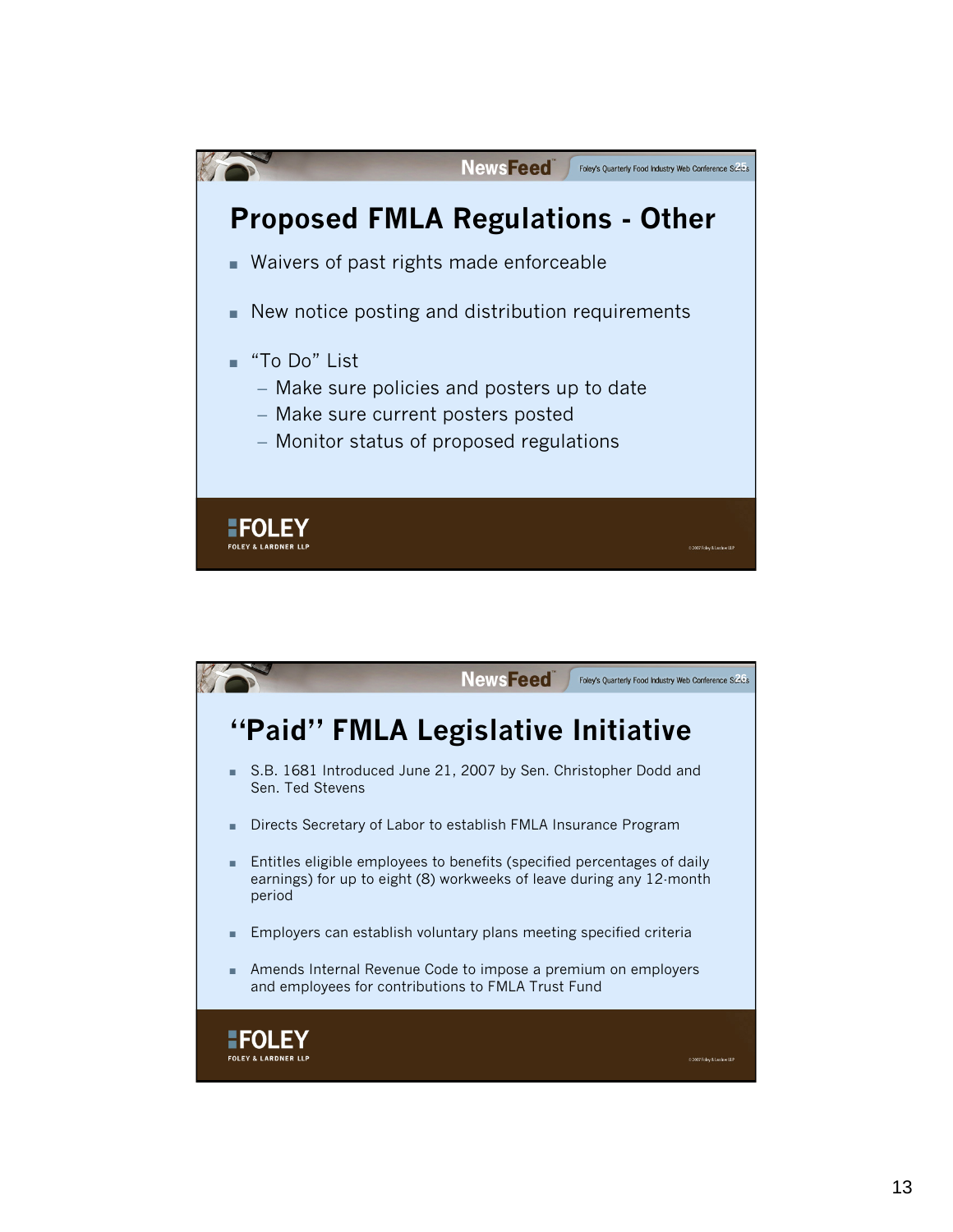## Proposed FMLA Regulations - Other

- Waivers of past rights made enforceable
- New notice posting and distribution requirements
- "To Do" List
  - Make sure policies and posters up to date
  - Make sure current posters posted
  - Monitor status of proposed regulations

## "Paid" FMLA Legislative Initiative

- S.B. 1681 Introduced June 21, 2007 by Sen. Christopher Dodd and Sen. Ted Stevens
- Directs Secretary of Labor to establish FMLA Insurance Program
- Entitles eligible employees to benefits (specified percentages of daily earnings) for up to eight (8) workweeks of leave during any 12-month period
- Employers can establish voluntary plans meeting specified criteria
- Amends Internal Revenue Code to impose a premium on employers and employees for contributions to FMLA Trust Fund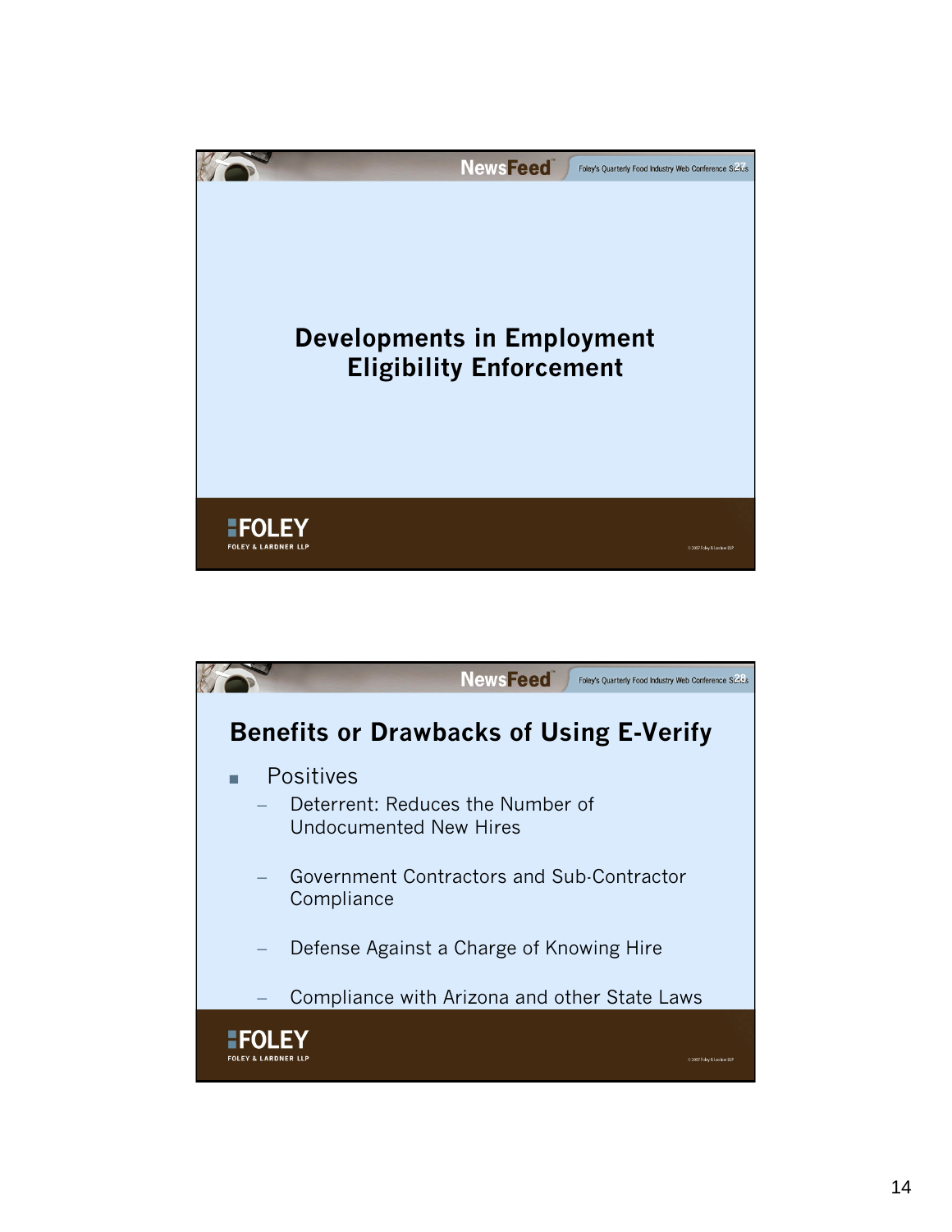## Developments in Employment Eligibility Enforcement

## Benefits or Drawbacks of Using E-Verify

- Positives
  - Deterrent: Reduces the Number of Undocumented New Hires
  - Government Contractors and Sub-Contractor Compliance
  - Defense Against a Charge of Knowing Hire
  - Compliance with Arizona and other State Laws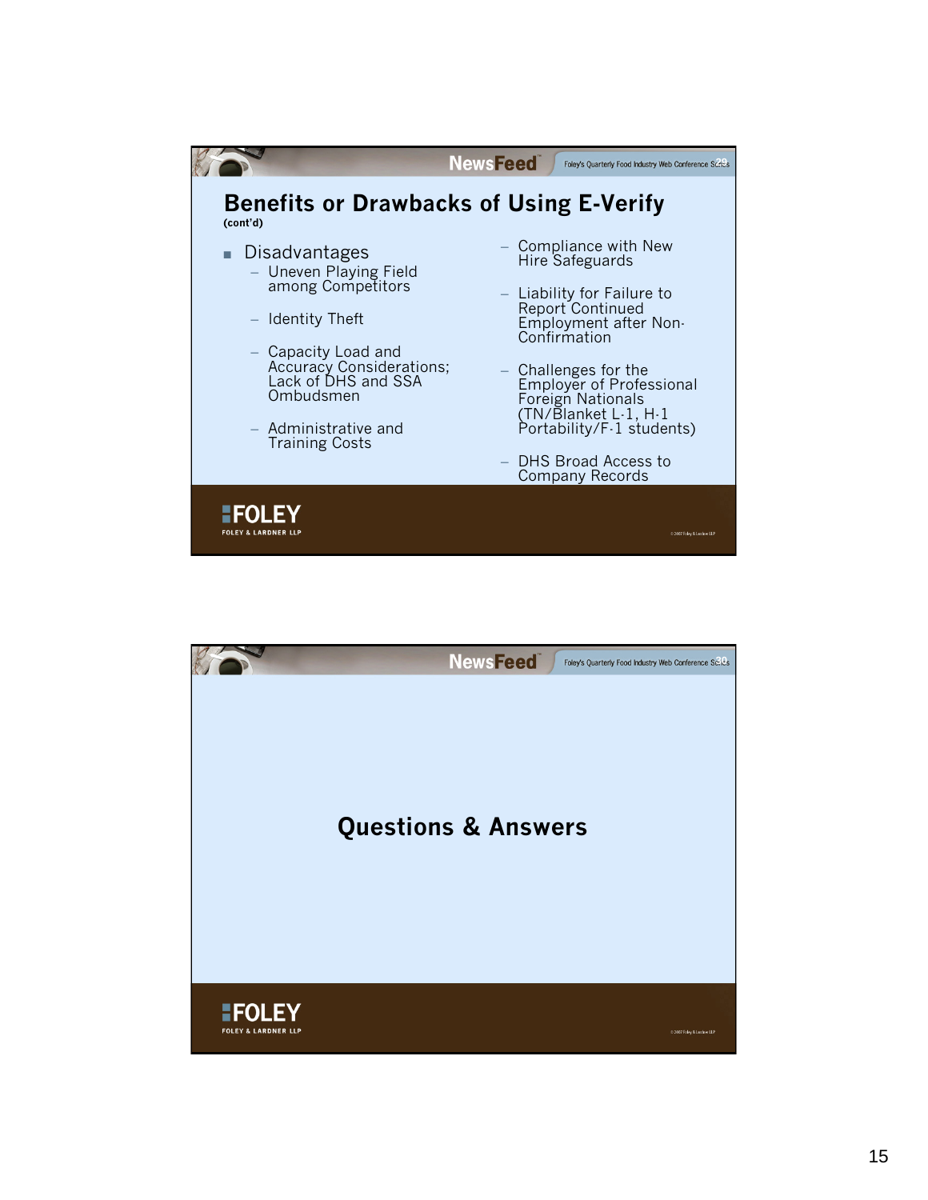## Benefits or Drawbacks of Using E-Verify

**(cont'd)**

- Disadvantages
  - Uneven Playing Field among Competitors
  - Identity Theft
  - Capacity Load and Accuracy Considerations; Lack of DHS and SSA Ombudsmen
  - Administrative and Training Costs
  - Compliance with New Hire Safeguards
  - Liability for Failure to Report Continued Employment after Non-Confirmation
  - Challenges for the Employer of Professional Foreign Nationals (TN/Blanket L-1, H-1 Portability/F-1 students)
  - DHS Broad Access to Company Records

## Questions & Answers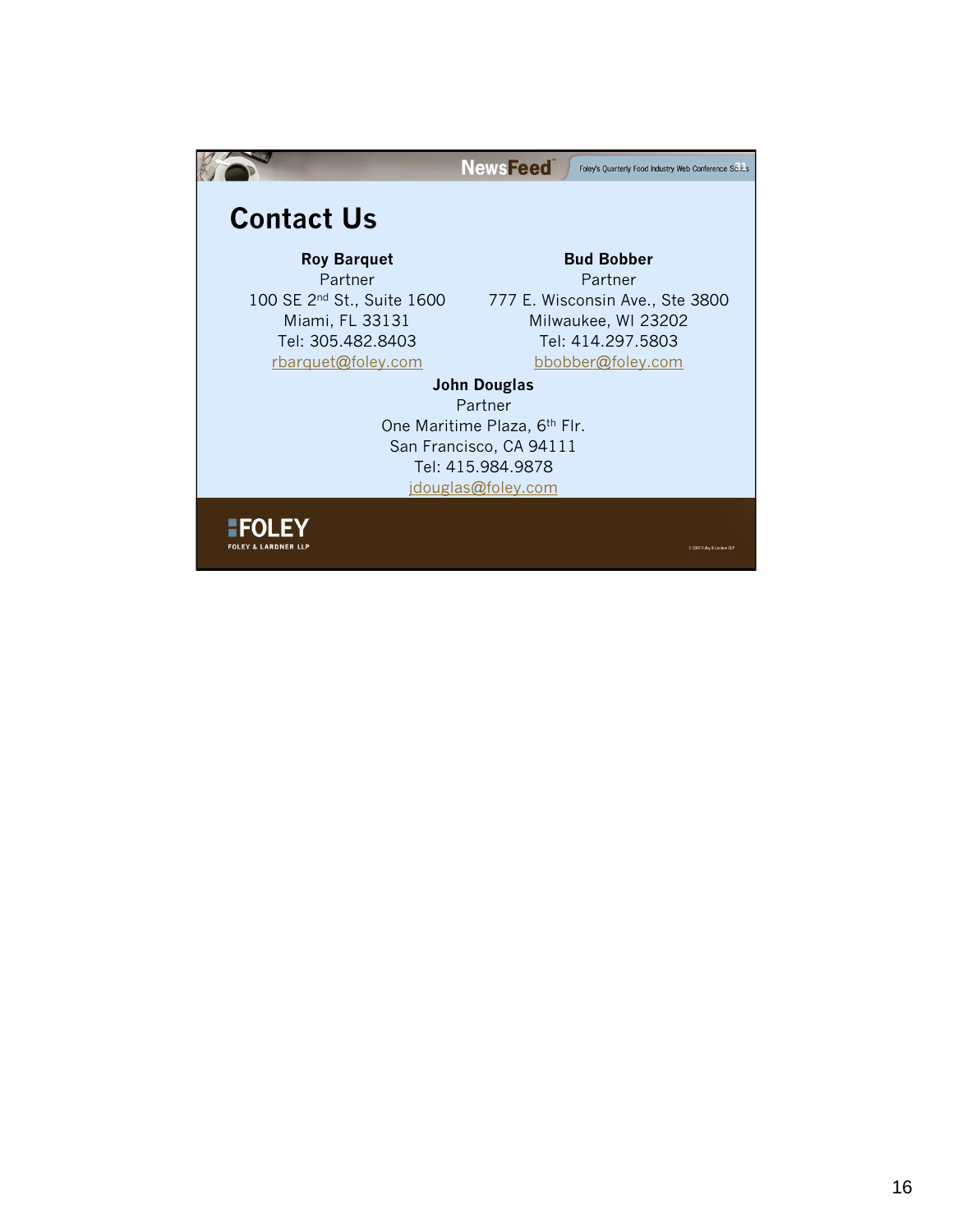# Contact Us

**Roy Barquet**
Partner
100 SE 2nd St., Suite 1600
Miami, FL 33131
Tel: 305.482.8403
rbarquet@foley.com

**Bud Bobber**
Partner
777 E. Wisconsin Ave., Ste 3800
Milwaukee, WI 23202
Tel: 414.297.5803
bbobber@foley.com

**John Douglas**
Partner
One Maritime Plaza, 6th Flr.
San Francisco, CA 94111
Tel: 415.984.9878
jdouglas@foley.com